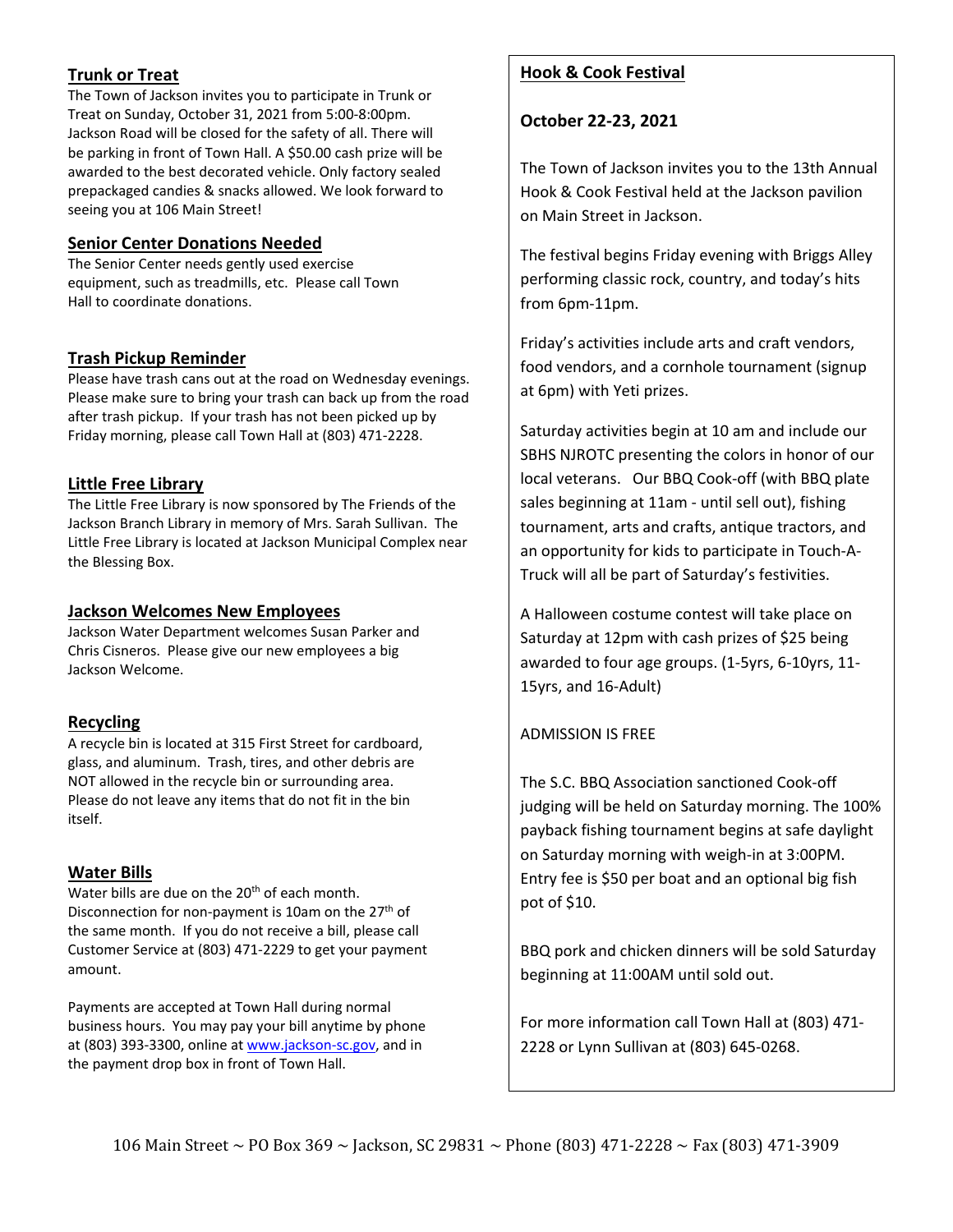## Trunk or Treat

The Town of Jackson invites you to participate in Trunk or Treat on Sunday, October 31, 2021 from 5:00-8:00pm. Jackson Road will be closed for the safety of all. There will be parking in front of Town Hall. A $50.00 cash prize will be awarded to the best decorated vehicle. Only factory sealed prepackaged candies & snacks allowed. We look forward to seeing you at 106 Main Street!

## Senior Center Donations Needed

The Senior Center needs gently used exercise equipment, such as treadmills, etc. Please call Town Hall to coordinate donations.

## Trash Pickup Reminder

Please have trash cans out at the road on Wednesday evenings. Please make sure to bring your trash can back up from the road after trash pickup. If your trash has not been picked up by Friday morning, please call Town Hall at (803) 471-2228.

## Little Free Library

The Little Free Library is now sponsored by The Friends of the Jackson Branch Library in memory of Mrs. Sarah Sullivan. The Little Free Library is located at Jackson Municipal Complex near the Blessing Box.

## Jackson Welcomes New Employees

Jackson Water Department welcomes Susan Parker and Chris Cisneros. Please give our new employees a big Jackson Welcome.

## Recycling

A recycle bin is located at 315 First Street for cardboard, glass, and aluminum. Trash, tires, and other debris are NOT allowed in the recycle bin or surrounding area. Please do not leave any items that do not fit in the bin itself.

## Water Bills

Water bills are due on the 20th of each month. Disconnection for non-payment is 10am on the 27th of the same month. If you do not receive a bill, please call Customer Service at (803) 471-2229 to get your payment amount.

Payments are accepted at Town Hall during normal business hours. You may pay your bill anytime by phone at (803) 393-3300, online at www.jackson-sc.gov, and in the payment drop box in front of Town Hall.

## Hook & Cook Festival

**October 22-23, 2021**

The Town of Jackson invites you to the 13th Annual Hook & Cook Festival held at the Jackson pavilion on Main Street in Jackson.

The festival begins Friday evening with Briggs Alley performing classic rock, country, and today's hits from 6pm-11pm.

Friday's activities include arts and craft vendors, food vendors, and a cornhole tournament (signup at 6pm) with Yeti prizes.

Saturday activities begin at 10 am and include our SBHS NJROTC presenting the colors in honor of our local veterans. Our BBQ Cook-off (with BBQ plate sales beginning at 11am - until sell out), fishing tournament, arts and crafts, antique tractors, and an opportunity for kids to participate in Touch-A-Truck will all be part of Saturday's festivities.

A Halloween costume contest will take place on Saturday at 12pm with cash prizes of $25 being awarded to four age groups. (1-5yrs, 6-10yrs, 11-15yrs, and 16-Adult)

ADMISSION IS FREE

The S.C. BBQ Association sanctioned Cook-off judging will be held on Saturday morning. The 100% payback fishing tournament begins at safe daylight on Saturday morning with weigh-in at 3:00PM. Entry fee is $50 per boat and an optional big fish pot of $10.

BBQ pork and chicken dinners will be sold Saturday beginning at 11:00AM until sold out.

For more information call Town Hall at (803) 471-2228 or Lynn Sullivan at (803) 645-0268.

106 Main Street ~ PO Box 369 ~ Jackson, SC 29831 ~ Phone (803) 471-2228 ~ Fax (803) 471-3909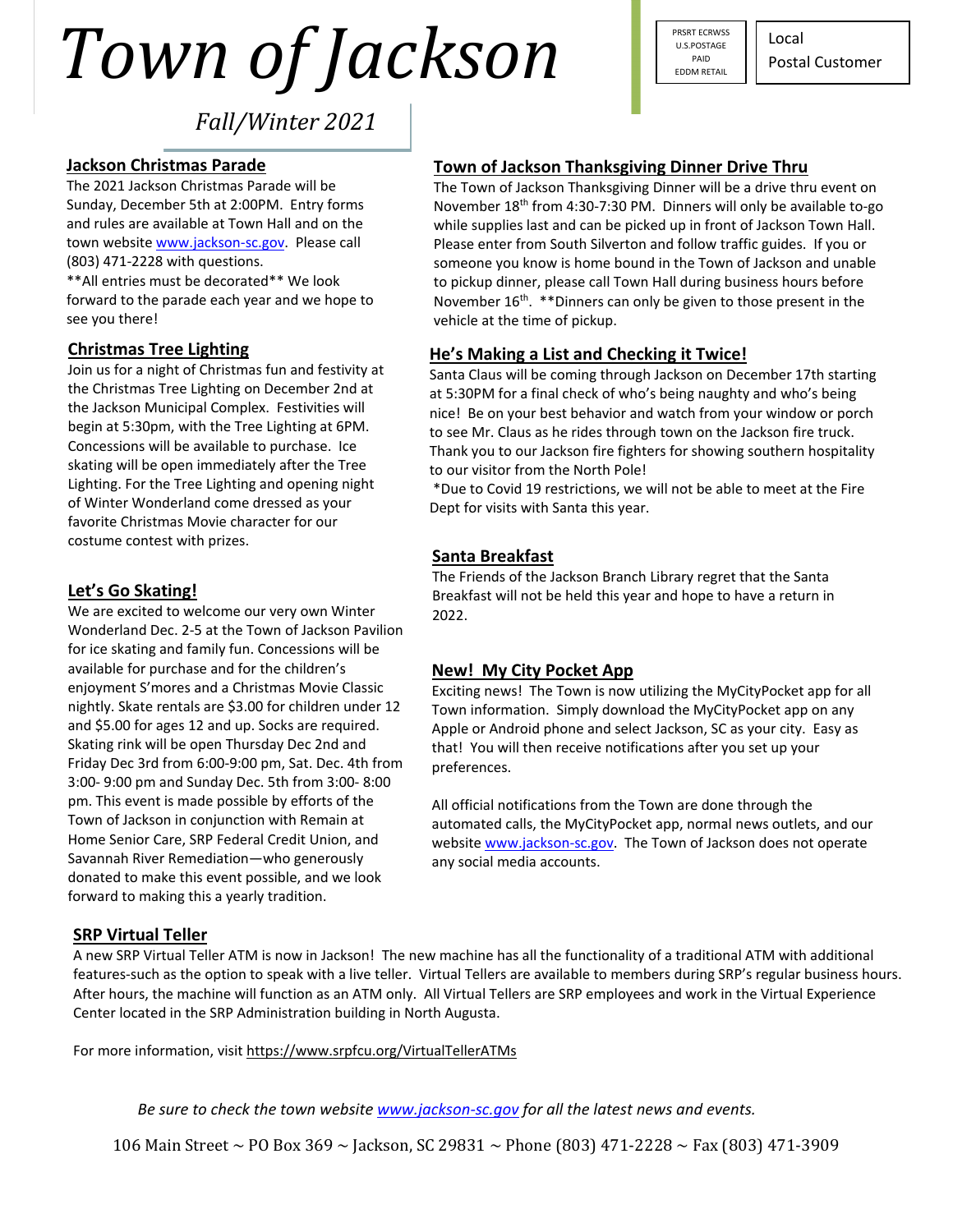# Town of Jackson

PRSRT ECRWSS
U.S.POSTAGE
PAID
EDDM RETAIL

Local
Postal Customer

*Fall/Winter 2021*

## Jackson Christmas Parade

The 2021 Jackson Christmas Parade will be Sunday, December 5th at 2:00PM. Entry forms and rules are available at Town Hall and on the town website www.jackson-sc.gov. Please call (803) 471-2228 with questions.
**All entries must be decorated** We look forward to the parade each year and we hope to see you there!

## Christmas Tree Lighting

Join us for a night of Christmas fun and festivity at the Christmas Tree Lighting on December 2nd at the Jackson Municipal Complex. Festivities will begin at 5:30pm, with the Tree Lighting at 6PM. Concessions will be available to purchase. Ice skating will be open immediately after the Tree Lighting. For the Tree Lighting and opening night of Winter Wonderland come dressed as your favorite Christmas Movie character for our costume contest with prizes.

## Let's Go Skating!

We are excited to welcome our very own Winter Wonderland Dec. 2-5 at the Town of Jackson Pavilion for ice skating and family fun. Concessions will be available for purchase and for the children's enjoyment S'mores and a Christmas Movie Classic nightly. Skate rentals are $3.00 for children under 12 and $5.00 for ages 12 and up. Socks are required. Skating rink will be open Thursday Dec 2nd and Friday Dec 3rd from 6:00-9:00 pm, Sat. Dec. 4th from 3:00- 9:00 pm and Sunday Dec. 5th from 3:00- 8:00 pm. This event is made possible by efforts of the Town of Jackson in conjunction with Remain at Home Senior Care, SRP Federal Credit Union, and Savannah River Remediation—who generously donated to make this event possible, and we look forward to making this a yearly tradition.

## Town of Jackson Thanksgiving Dinner Drive Thru

The Town of Jackson Thanksgiving Dinner will be a drive thru event on November 18th from 4:30-7:30 PM. Dinners will only be available to-go while supplies last and can be picked up in front of Jackson Town Hall. Please enter from South Silverton and follow traffic guides. If you or someone you know is home bound in the Town of Jackson and unable to pickup dinner, please call Town Hall during business hours before November 16th. **Dinners can only be given to those present in the vehicle at the time of pickup.

## He's Making a List and Checking it Twice!

Santa Claus will be coming through Jackson on December 17th starting at 5:30PM for a final check of who's being naughty and who's being nice! Be on your best behavior and watch from your window or porch to see Mr. Claus as he rides through town on the Jackson fire truck. Thank you to our Jackson fire fighters for showing southern hospitality to our visitor from the North Pole!
*Due to Covid 19 restrictions, we will not be able to meet at the Fire Dept for visits with Santa this year.

## Santa Breakfast

The Friends of the Jackson Branch Library regret that the Santa Breakfast will not be held this year and hope to have a return in 2022.

## New! My City Pocket App

Exciting news! The Town is now utilizing the MyCityPocket app for all Town information. Simply download the MyCityPocket app on any Apple or Android phone and select Jackson, SC as your city. Easy as that! You will then receive notifications after you set up your preferences.

All official notifications from the Town are done through the automated calls, the MyCityPocket app, normal news outlets, and our website www.jackson-sc.gov. The Town of Jackson does not operate any social media accounts.

## SRP Virtual Teller

A new SRP Virtual Teller ATM is now in Jackson! The new machine has all the functionality of a traditional ATM with additional features-such as the option to speak with a live teller. Virtual Tellers are available to members during SRP's regular business hours. After hours, the machine will function as an ATM only. All Virtual Tellers are SRP employees and work in the Virtual Experience Center located in the SRP Administration building in North Augusta.

For more information, visit https://www.srpfcu.org/VirtualTellerATMs

*Be sure to check the town website www.jackson-sc.gov for all the latest news and events.*

106 Main Street ~ PO Box 369 ~ Jackson, SC 29831 ~ Phone (803) 471-2228 ~ Fax (803) 471-3909